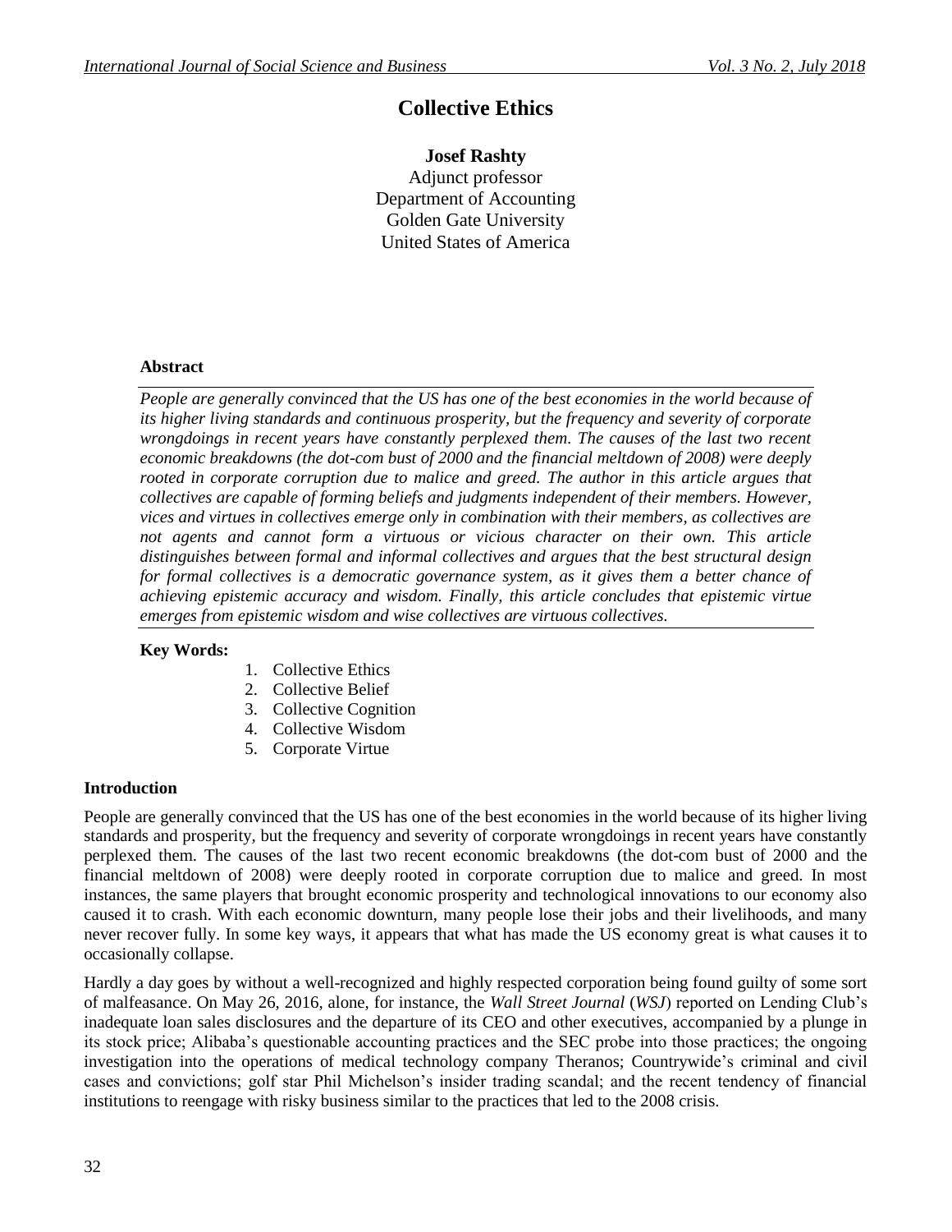# Collective Ethics

**Josef Rashty**
Adjunct professor
Department of Accounting
Golden Gate University
United States of America

## Abstract

*People are generally convinced that the US has one of the best economies in the world because of its higher living standards and continuous prosperity, but the frequency and severity of corporate wrongdoings in recent years have constantly perplexed them. The causes of the last two recent economic breakdowns (the dot-com bust of 2000 and the financial meltdown of 2008) were deeply rooted in corporate corruption due to malice and greed. The author in this article argues that collectives are capable of forming beliefs and judgments independent of their members. However, vices and virtues in collectives emerge only in combination with their members, as collectives are not agents and cannot form a virtuous or vicious character on their own. This article distinguishes between formal and informal collectives and argues that the best structural design for formal collectives is a democratic governance system, as it gives them a better chance of achieving epistemic accuracy and wisdom. Finally, this article concludes that epistemic virtue emerges from epistemic wisdom and wise collectives are virtuous collectives.*

**Key Words:**

1. Collective Ethics
2. Collective Belief
3. Collective Cognition
4. Collective Wisdom
5. Corporate Virtue

## Introduction

People are generally convinced that the US has one of the best economies in the world because of its higher living standards and prosperity, but the frequency and severity of corporate wrongdoings in recent years have constantly perplexed them. The causes of the last two recent economic breakdowns (the dot-com bust of 2000 and the financial meltdown of 2008) were deeply rooted in corporate corruption due to malice and greed. In most instances, the same players that brought economic prosperity and technological innovations to our economy also caused it to crash. With each economic downturn, many people lose their jobs and their livelihoods, and many never recover fully. In some key ways, it appears that what has made the US economy great is what causes it to occasionally collapse.

Hardly a day goes by without a well-recognized and highly respected corporation being found guilty of some sort of malfeasance. On May 26, 2016, alone, for instance, the *Wall Street Journal* (*WSJ*) reported on Lending Club's inadequate loan sales disclosures and the departure of its CEO and other executives, accompanied by a plunge in its stock price; Alibaba's questionable accounting practices and the SEC probe into those practices; the ongoing investigation into the operations of medical technology company Theranos; Countrywide's criminal and civil cases and convictions; golf star Phil Michelson's insider trading scandal; and the recent tendency of financial institutions to reengage with risky business similar to the practices that led to the 2008 crisis.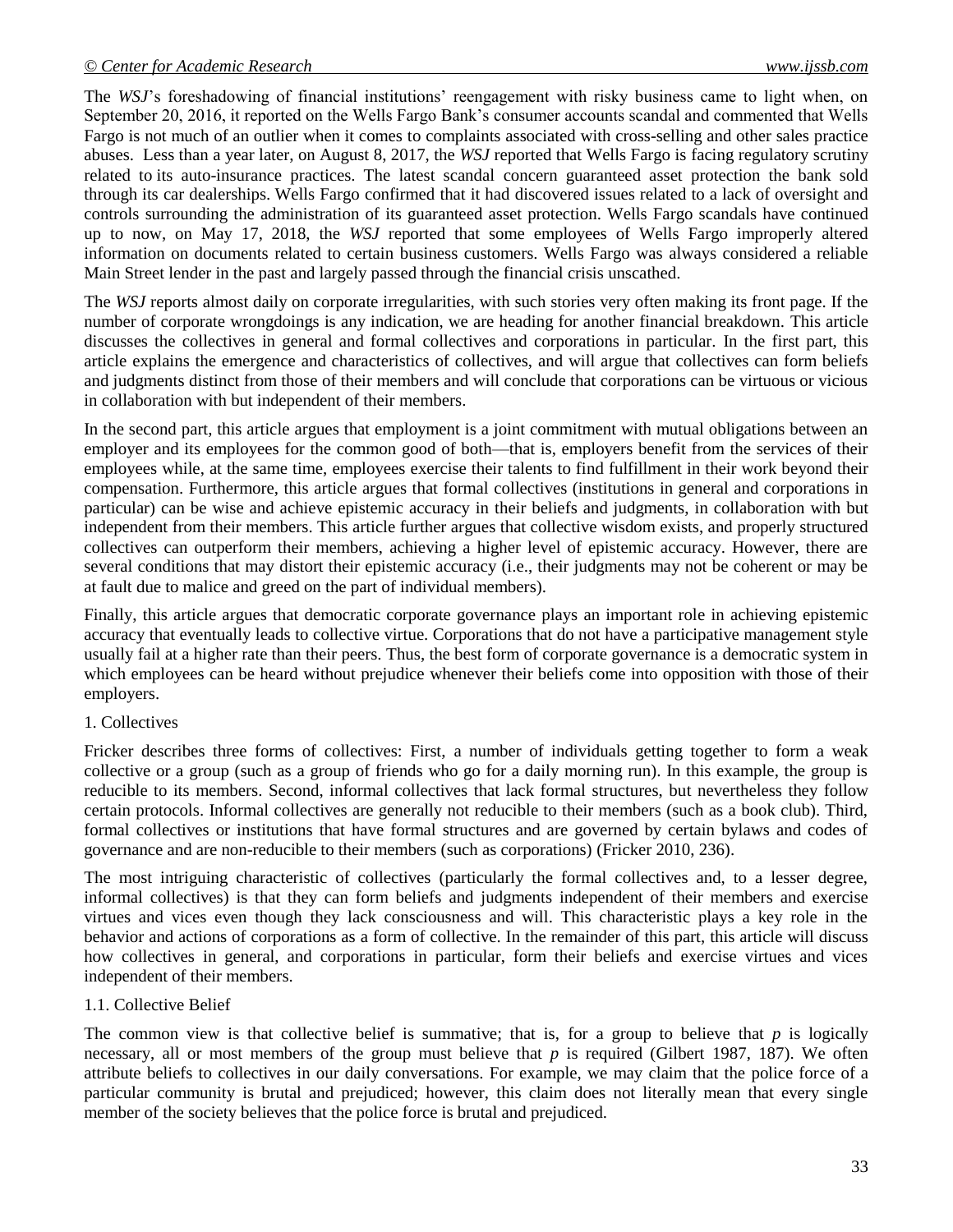The *WSJ*'s foreshadowing of financial institutions' reengagement with risky business came to light when, on September 20, 2016, it reported on the Wells Fargo Bank's consumer accounts scandal and commented that Wells Fargo is not much of an outlier when it comes to complaints associated with cross-selling and other sales practice abuses. Less than a year later, on August 8, 2017, the *WSJ* reported that Wells Fargo is facing regulatory scrutiny related to its auto-insurance practices. The latest scandal concern guaranteed asset protection the bank sold through its car dealerships. Wells Fargo confirmed that it had discovered issues related to a lack of oversight and controls surrounding the administration of its guaranteed asset protection. Wells Fargo scandals have continued up to now, on May 17, 2018, the *WSJ* reported that some employees of Wells Fargo improperly altered information on documents related to certain business customers. Wells Fargo was always considered a reliable Main Street lender in the past and largely passed through the financial crisis unscathed.

The *WSJ* reports almost daily on corporate irregularities, with such stories very often making its front page. If the number of corporate wrongdoings is any indication, we are heading for another financial breakdown. This article discusses the collectives in general and formal collectives and corporations in particular. In the first part, this article explains the emergence and characteristics of collectives, and will argue that collectives can form beliefs and judgments distinct from those of their members and will conclude that corporations can be virtuous or vicious in collaboration with but independent of their members.

In the second part, this article argues that employment is a joint commitment with mutual obligations between an employer and its employees for the common good of both—that is, employers benefit from the services of their employees while, at the same time, employees exercise their talents to find fulfillment in their work beyond their compensation. Furthermore, this article argues that formal collectives (institutions in general and corporations in particular) can be wise and achieve epistemic accuracy in their beliefs and judgments, in collaboration with but independent from their members. This article further argues that collective wisdom exists, and properly structured collectives can outperform their members, achieving a higher level of epistemic accuracy. However, there are several conditions that may distort their epistemic accuracy (i.e., their judgments may not be coherent or may be at fault due to malice and greed on the part of individual members).

Finally, this article argues that democratic corporate governance plays an important role in achieving epistemic accuracy that eventually leads to collective virtue. Corporations that do not have a participative management style usually fail at a higher rate than their peers. Thus, the best form of corporate governance is a democratic system in which employees can be heard without prejudice whenever their beliefs come into opposition with those of their employers.

## 1. Collectives

Fricker describes three forms of collectives: First, a number of individuals getting together to form a weak collective or a group (such as a group of friends who go for a daily morning run). In this example, the group is reducible to its members. Second, informal collectives that lack formal structures, but nevertheless they follow certain protocols. Informal collectives are generally not reducible to their members (such as a book club). Third, formal collectives or institutions that have formal structures and are governed by certain bylaws and codes of governance and are non-reducible to their members (such as corporations) (Fricker 2010, 236).

The most intriguing characteristic of collectives (particularly the formal collectives and, to a lesser degree, informal collectives) is that they can form beliefs and judgments independent of their members and exercise virtues and vices even though they lack consciousness and will. This characteristic plays a key role in the behavior and actions of corporations as a form of collective. In the remainder of this part, this article will discuss how collectives in general, and corporations in particular, form their beliefs and exercise virtues and vices independent of their members.

### 1.1. Collective Belief

The common view is that collective belief is summative; that is, for a group to believe that *p* is logically necessary, all or most members of the group must believe that *p* is required (Gilbert 1987, 187). We often attribute beliefs to collectives in our daily conversations. For example, we may claim that the police force of a particular community is brutal and prejudiced; however, this claim does not literally mean that every single member of the society believes that the police force is brutal and prejudiced.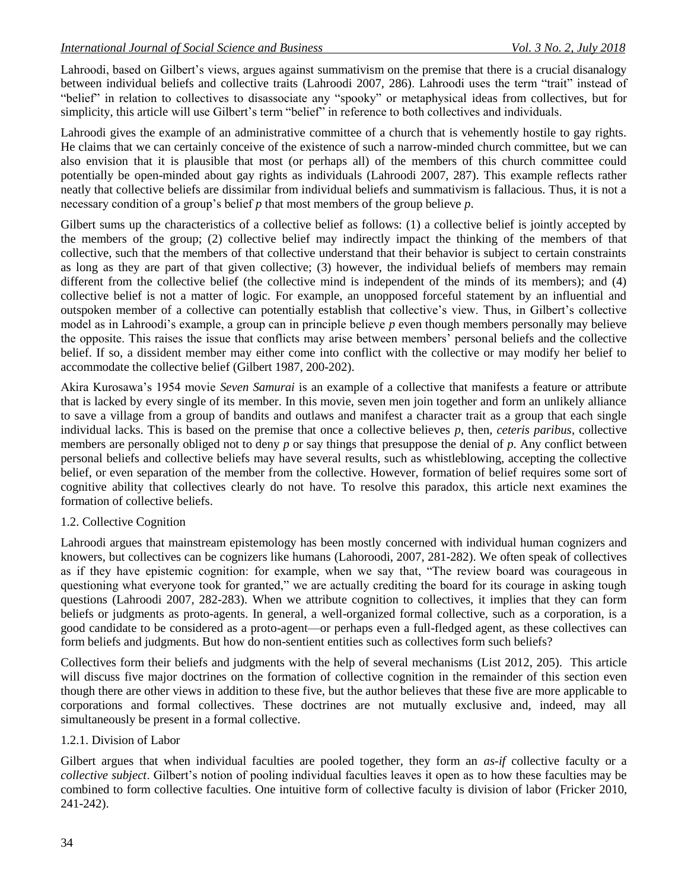Lahroodi, based on Gilbert's views, argues against summativism on the premise that there is a crucial disanalogy between individual beliefs and collective traits (Lahroodi 2007, 286). Lahroodi uses the term "trait" instead of "belief" in relation to collectives to disassociate any "spooky" or metaphysical ideas from collectives, but for simplicity, this article will use Gilbert's term "belief" in reference to both collectives and individuals.

Lahroodi gives the example of an administrative committee of a church that is vehemently hostile to gay rights. He claims that we can certainly conceive of the existence of such a narrow-minded church committee, but we can also envision that it is plausible that most (or perhaps all) of the members of this church committee could potentially be open-minded about gay rights as individuals (Lahroodi 2007, 287). This example reflects rather neatly that collective beliefs are dissimilar from individual beliefs and summativism is fallacious. Thus, it is not a necessary condition of a group's belief *p* that most members of the group believe *p*.

Gilbert sums up the characteristics of a collective belief as follows: (1) a collective belief is jointly accepted by the members of the group; (2) collective belief may indirectly impact the thinking of the members of that collective, such that the members of that collective understand that their behavior is subject to certain constraints as long as they are part of that given collective; (3) however, the individual beliefs of members may remain different from the collective belief (the collective mind is independent of the minds of its members); and (4) collective belief is not a matter of logic. For example, an unopposed forceful statement by an influential and outspoken member of a collective can potentially establish that collective's view. Thus, in Gilbert's collective model as in Lahroodi's example, a group can in principle believe *p* even though members personally may believe the opposite. This raises the issue that conflicts may arise between members' personal beliefs and the collective belief. If so, a dissident member may either come into conflict with the collective or may modify her belief to accommodate the collective belief (Gilbert 1987, 200-202).

Akira Kurosawa's 1954 movie *Seven Samurai* is an example of a collective that manifests a feature or attribute that is lacked by every single of its member. In this movie, seven men join together and form an unlikely alliance to save a village from a group of bandits and outlaws and manifest a character trait as a group that each single individual lacks. This is based on the premise that once a collective believes *p*, then, *ceteris paribus*, collective members are personally obliged not to deny *p* or say things that presuppose the denial of *p*. Any conflict between personal beliefs and collective beliefs may have several results, such as whistleblowing, accepting the collective belief, or even separation of the member from the collective. However, formation of belief requires some sort of cognitive ability that collectives clearly do not have. To resolve this paradox, this article next examines the formation of collective beliefs.

### 1.2. Collective Cognition

Lahroodi argues that mainstream epistemology has been mostly concerned with individual human cognizers and knowers, but collectives can be cognizers like humans (Lahoroodi, 2007, 281-282). We often speak of collectives as if they have epistemic cognition: for example, when we say that, "The review board was courageous in questioning what everyone took for granted," we are actually crediting the board for its courage in asking tough questions (Lahroodi 2007, 282-283). When we attribute cognition to collectives, it implies that they can form beliefs or judgments as proto-agents. In general, a well-organized formal collective, such as a corporation, is a good candidate to be considered as a proto-agent—or perhaps even a full-fledged agent, as these collectives can form beliefs and judgments. But how do non-sentient entities such as collectives form such beliefs?

Collectives form their beliefs and judgments with the help of several mechanisms (List 2012, 205). This article will discuss five major doctrines on the formation of collective cognition in the remainder of this section even though there are other views in addition to these five, but the author believes that these five are more applicable to corporations and formal collectives. These doctrines are not mutually exclusive and, indeed, may all simultaneously be present in a formal collective.

#### 1.2.1. Division of Labor

Gilbert argues that when individual faculties are pooled together, they form an *as-if* collective faculty or a *collective subject*. Gilbert's notion of pooling individual faculties leaves it open as to how these faculties may be combined to form collective faculties. One intuitive form of collective faculty is division of labor (Fricker 2010, 241-242).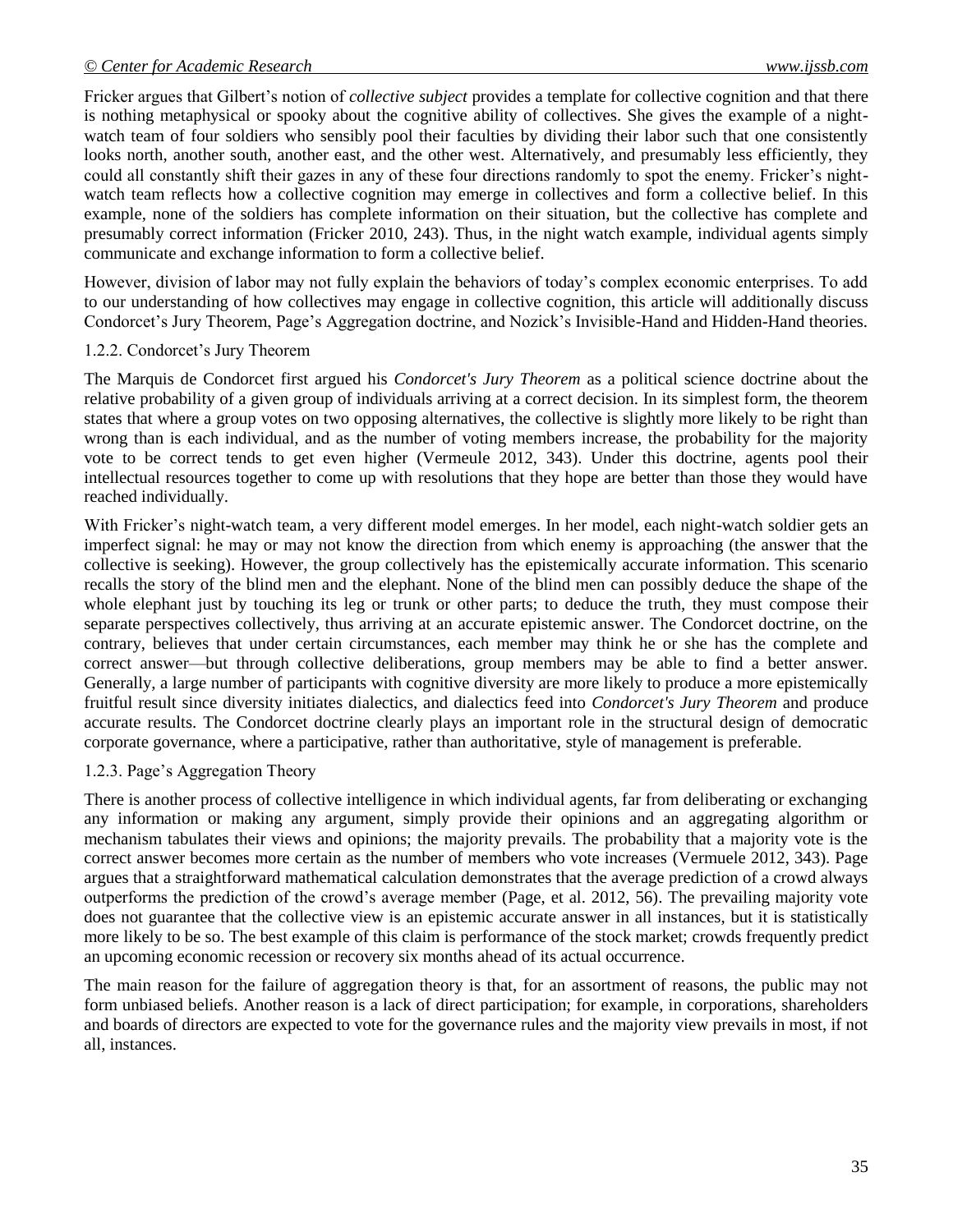Fricker argues that Gilbert's notion of *collective subject* provides a template for collective cognition and that there is nothing metaphysical or spooky about the cognitive ability of collectives. She gives the example of a night-watch team of four soldiers who sensibly pool their faculties by dividing their labor such that one consistently looks north, another south, another east, and the other west. Alternatively, and presumably less efficiently, they could all constantly shift their gazes in any of these four directions randomly to spot the enemy. Fricker's night-watch team reflects how a collective cognition may emerge in collectives and form a collective belief. In this example, none of the soldiers has complete information on their situation, but the collective has complete and presumably correct information (Fricker 2010, 243). Thus, in the night watch example, individual agents simply communicate and exchange information to form a collective belief.

However, division of labor may not fully explain the behaviors of today's complex economic enterprises. To add to our understanding of how collectives may engage in collective cognition, this article will additionally discuss Condorcet's Jury Theorem, Page's Aggregation doctrine, and Nozick's Invisible-Hand and Hidden-Hand theories.

### 1.2.2. Condorcet's Jury Theorem

The Marquis de Condorcet first argued his *Condorcet's Jury Theorem* as a political science doctrine about the relative probability of a given group of individuals arriving at a correct decision. In its simplest form, the theorem states that where a group votes on two opposing alternatives, the collective is slightly more likely to be right than wrong than is each individual, and as the number of voting members increase, the probability for the majority vote to be correct tends to get even higher (Vermeule 2012, 343). Under this doctrine, agents pool their intellectual resources together to come up with resolutions that they hope are better than those they would have reached individually.

With Fricker's night-watch team, a very different model emerges. In her model, each night-watch soldier gets an imperfect signal: he may or may not know the direction from which enemy is approaching (the answer that the collective is seeking). However, the group collectively has the epistemically accurate information. This scenario recalls the story of the blind men and the elephant. None of the blind men can possibly deduce the shape of the whole elephant just by touching its leg or trunk or other parts; to deduce the truth, they must compose their separate perspectives collectively, thus arriving at an accurate epistemic answer. The Condorcet doctrine, on the contrary, believes that under certain circumstances, each member may think he or she has the complete and correct answer—but through collective deliberations, group members may be able to find a better answer. Generally, a large number of participants with cognitive diversity are more likely to produce a more epistemically fruitful result since diversity initiates dialectics, and dialectics feed into *Condorcet's Jury Theorem* and produce accurate results. The Condorcet doctrine clearly plays an important role in the structural design of democratic corporate governance, where a participative, rather than authoritative, style of management is preferable.

### 1.2.3. Page's Aggregation Theory

There is another process of collective intelligence in which individual agents, far from deliberating or exchanging any information or making any argument, simply provide their opinions and an aggregating algorithm or mechanism tabulates their views and opinions; the majority prevails. The probability that a majority vote is the correct answer becomes more certain as the number of members who vote increases (Vermeule 2012, 343). Page argues that a straightforward mathematical calculation demonstrates that the average prediction of a crowd always outperforms the prediction of the crowd's average member (Page, et al. 2012, 56). The prevailing majority vote does not guarantee that the collective view is an epistemic accurate answer in all instances, but it is statistically more likely to be so. The best example of this claim is performance of the stock market; crowds frequently predict an upcoming economic recession or recovery six months ahead of its actual occurrence.

The main reason for the failure of aggregation theory is that, for an assortment of reasons, the public may not form unbiased beliefs. Another reason is a lack of direct participation; for example, in corporations, shareholders and boards of directors are expected to vote for the governance rules and the majority view prevails in most, if not all, instances.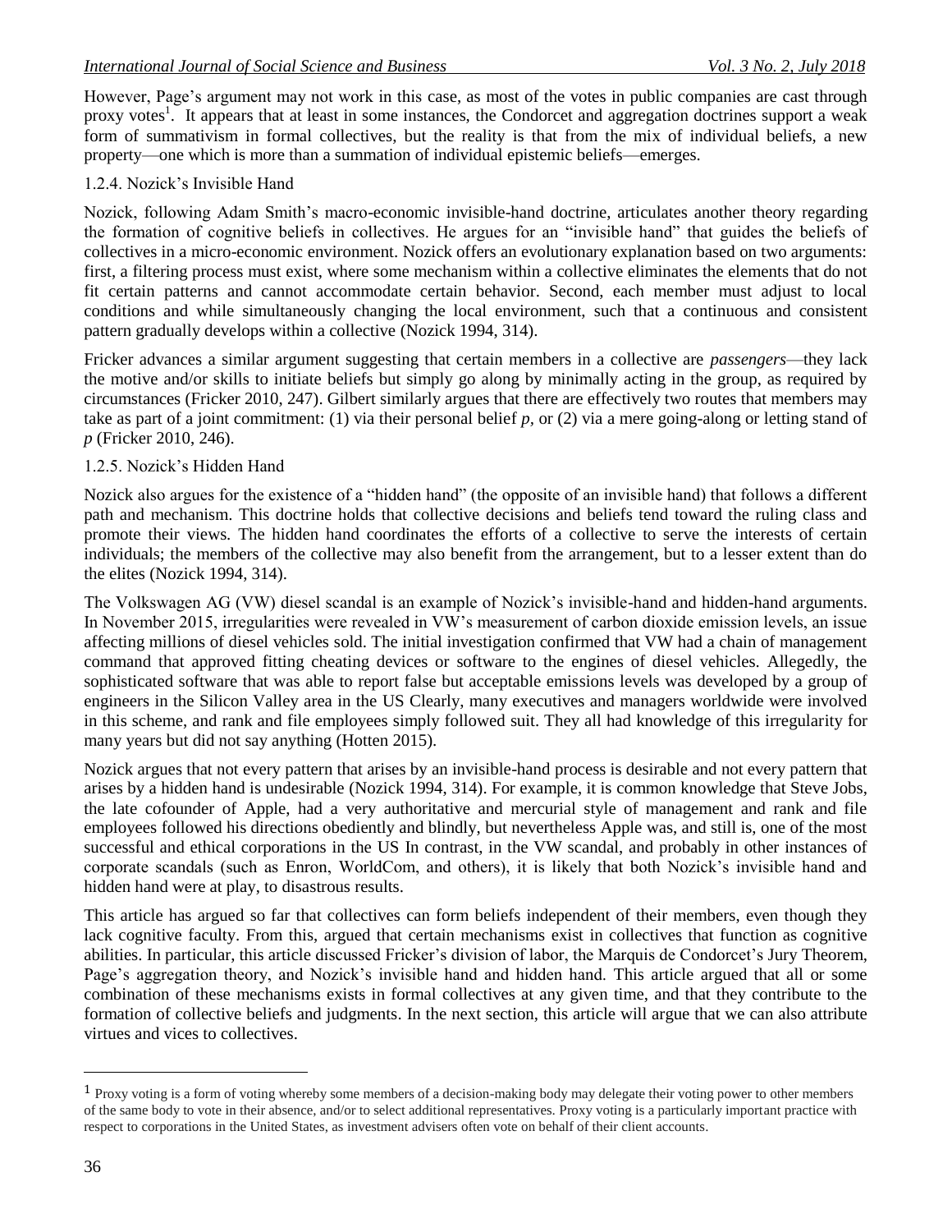However, Page's argument may not work in this case, as most of the votes in public companies are cast through proxy votes[1]. It appears that at least in some instances, the Condorcet and aggregation doctrines support a weak form of summativism in formal collectives, but the reality is that from the mix of individual beliefs, a new property—one which is more than a summation of individual epistemic beliefs—emerges.

### 1.2.4. Nozick's Invisible Hand

Nozick, following Adam Smith's macro-economic invisible-hand doctrine, articulates another theory regarding the formation of cognitive beliefs in collectives. He argues for an "invisible hand" that guides the beliefs of collectives in a micro-economic environment. Nozick offers an evolutionary explanation based on two arguments: first, a filtering process must exist, where some mechanism within a collective eliminates the elements that do not fit certain patterns and cannot accommodate certain behavior. Second, each member must adjust to local conditions and while simultaneously changing the local environment, such that a continuous and consistent pattern gradually develops within a collective (Nozick 1994, 314).

Fricker advances a similar argument suggesting that certain members in a collective are *passengers*—they lack the motive and/or skills to initiate beliefs but simply go along by minimally acting in the group, as required by circumstances (Fricker 2010, 247). Gilbert similarly argues that there are effectively two routes that members may take as part of a joint commitment: (1) via their personal belief *p*, or (2) via a mere going-along or letting stand of *p* (Fricker 2010, 246).

### 1.2.5. Nozick's Hidden Hand

Nozick also argues for the existence of a "hidden hand" (the opposite of an invisible hand) that follows a different path and mechanism. This doctrine holds that collective decisions and beliefs tend toward the ruling class and promote their views. The hidden hand coordinates the efforts of a collective to serve the interests of certain individuals; the members of the collective may also benefit from the arrangement, but to a lesser extent than do the elites (Nozick 1994, 314).

The Volkswagen AG (VW) diesel scandal is an example of Nozick's invisible-hand and hidden-hand arguments. In November 2015, irregularities were revealed in VW's measurement of carbon dioxide emission levels, an issue affecting millions of diesel vehicles sold. The initial investigation confirmed that VW had a chain of management command that approved fitting cheating devices or software to the engines of diesel vehicles. Allegedly, the sophisticated software that was able to report false but acceptable emissions levels was developed by a group of engineers in the Silicon Valley area in the US Clearly, many executives and managers worldwide were involved in this scheme, and rank and file employees simply followed suit. They all had knowledge of this irregularity for many years but did not say anything (Hotten 2015).

Nozick argues that not every pattern that arises by an invisible-hand process is desirable and not every pattern that arises by a hidden hand is undesirable (Nozick 1994, 314). For example, it is common knowledge that Steve Jobs, the late cofounder of Apple, had a very authoritative and mercurial style of management and rank and file employees followed his directions obediently and blindly, but nevertheless Apple was, and still is, one of the most successful and ethical corporations in the US In contrast, in the VW scandal, and probably in other instances of corporate scandals (such as Enron, WorldCom, and others), it is likely that both Nozick's invisible hand and hidden hand were at play, to disastrous results.

This article has argued so far that collectives can form beliefs independent of their members, even though they lack cognitive faculty. From this, argued that certain mechanisms exist in collectives that function as cognitive abilities. In particular, this article discussed Fricker's division of labor, the Marquis de Condorcet's Jury Theorem, Page's aggregation theory, and Nozick's invisible hand and hidden hand. This article argued that all or some combination of these mechanisms exists in formal collectives at any given time, and that they contribute to the formation of collective beliefs and judgments. In the next section, this article will argue that we can also attribute virtues and vices to collectives.

---

[1] Proxy voting is a form of voting whereby some members of a decision-making body may delegate their voting power to other members of the same body to vote in their absence, and/or to select additional representatives. Proxy voting is a particularly important practice with respect to corporations in the United States, as investment advisers often vote on behalf of their client accounts.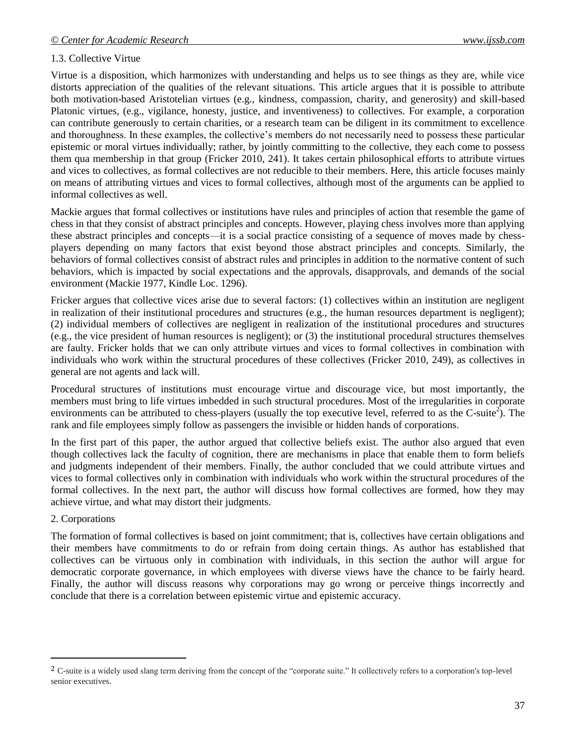### 1.3. Collective Virtue

Virtue is a disposition, which harmonizes with understanding and helps us to see things as they are, while vice distorts appreciation of the qualities of the relevant situations. This article argues that it is possible to attribute both motivation-based Aristotelian virtues (e.g., kindness, compassion, charity, and generosity) and skill-based Platonic virtues, (e.g., vigilance, honesty, justice, and inventiveness) to collectives. For example, a corporation can contribute generously to certain charities, or a research team can be diligent in its commitment to excellence and thoroughness. In these examples, the collective's members do not necessarily need to possess these particular epistemic or moral virtues individually; rather, by jointly committing to the collective, they each come to possess them qua membership in that group (Fricker 2010, 241). It takes certain philosophical efforts to attribute virtues and vices to collectives, as formal collectives are not reducible to their members. Here, this article focuses mainly on means of attributing virtues and vices to formal collectives, although most of the arguments can be applied to informal collectives as well.

Mackie argues that formal collectives or institutions have rules and principles of action that resemble the game of chess in that they consist of abstract principles and concepts. However, playing chess involves more than applying these abstract principles and concepts—it is a social practice consisting of a sequence of moves made by chess-players depending on many factors that exist beyond those abstract principles and concepts. Similarly, the behaviors of formal collectives consist of abstract rules and principles in addition to the normative content of such behaviors, which is impacted by social expectations and the approvals, disapprovals, and demands of the social environment (Mackie 1977, Kindle Loc. 1296).

Fricker argues that collective vices arise due to several factors: (1) collectives within an institution are negligent in realization of their institutional procedures and structures (e.g., the human resources department is negligent); (2) individual members of collectives are negligent in realization of the institutional procedures and structures (e.g., the vice president of human resources is negligent); or (3) the institutional procedural structures themselves are faulty. Fricker holds that we can only attribute virtues and vices to formal collectives in combination with individuals who work within the structural procedures of these collectives (Fricker 2010, 249), as collectives in general are not agents and lack will.

Procedural structures of institutions must encourage virtue and discourage vice, but most importantly, the members must bring to life virtues imbedded in such structural procedures. Most of the irregularities in corporate environments can be attributed to chess-players (usually the top executive level, referred to as the C-suite[2]). The rank and file employees simply follow as passengers the invisible or hidden hands of corporations.

In the first part of this paper, the author argued that collective beliefs exist. The author also argued that even though collectives lack the faculty of cognition, there are mechanisms in place that enable them to form beliefs and judgments independent of their members. Finally, the author concluded that we could attribute virtues and vices to formal collectives only in combination with individuals who work within the structural procedures of the formal collectives. In the next part, the author will discuss how formal collectives are formed, how they may achieve virtue, and what may distort their judgments.

## 2. Corporations

The formation of formal collectives is based on joint commitment; that is, collectives have certain obligations and their members have commitments to do or refrain from doing certain things. As author has established that collectives can be virtuous only in combination with individuals, in this section the author will argue for democratic corporate governance, in which employees with diverse views have the chance to be fairly heard. Finally, the author will discuss reasons why corporations may go wrong or perceive things incorrectly and conclude that there is a correlation between epistemic virtue and epistemic accuracy.

---

[2] C-suite is a widely used slang term deriving from the concept of the "corporate suite." It collectively refers to a corporation's top-level senior executives.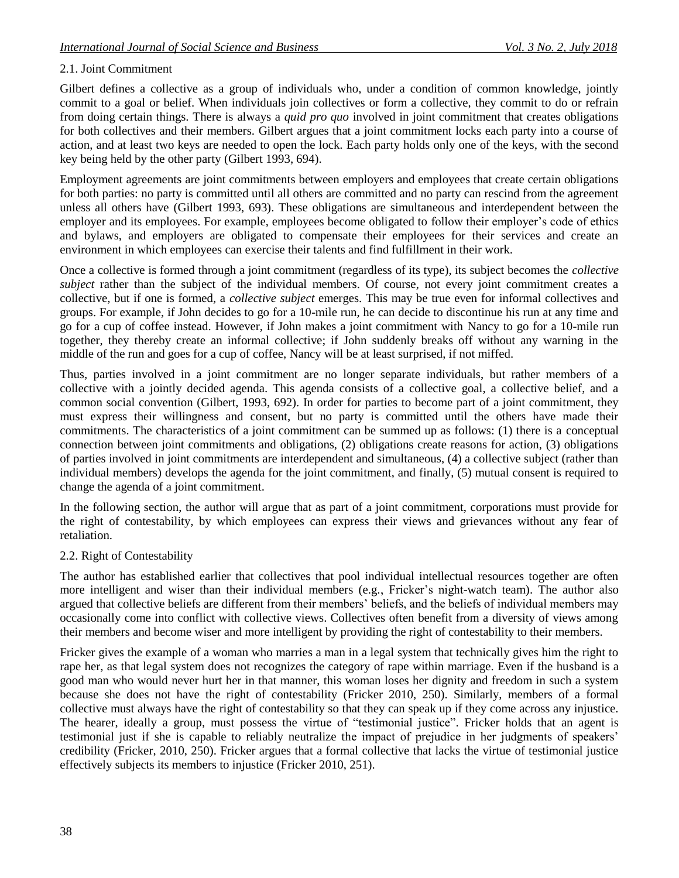### 2.1. Joint Commitment

Gilbert defines a collective as a group of individuals who, under a condition of common knowledge, jointly commit to a goal or belief. When individuals join collectives or form a collective, they commit to do or refrain from doing certain things. There is always a *quid pro quo* involved in joint commitment that creates obligations for both collectives and their members. Gilbert argues that a joint commitment locks each party into a course of action, and at least two keys are needed to open the lock. Each party holds only one of the keys, with the second key being held by the other party (Gilbert 1993, 694).

Employment agreements are joint commitments between employers and employees that create certain obligations for both parties: no party is committed until all others are committed and no party can rescind from the agreement unless all others have (Gilbert 1993, 693). These obligations are simultaneous and interdependent between the employer and its employees. For example, employees become obligated to follow their employer's code of ethics and bylaws, and employers are obligated to compensate their employees for their services and create an environment in which employees can exercise their talents and find fulfillment in their work.

Once a collective is formed through a joint commitment (regardless of its type), its subject becomes the *collective subject* rather than the subject of the individual members. Of course, not every joint commitment creates a collective, but if one is formed, a *collective subject* emerges. This may be true even for informal collectives and groups. For example, if John decides to go for a 10-mile run, he can decide to discontinue his run at any time and go for a cup of coffee instead. However, if John makes a joint commitment with Nancy to go for a 10-mile run together, they thereby create an informal collective; if John suddenly breaks off without any warning in the middle of the run and goes for a cup of coffee, Nancy will be at least surprised, if not miffed.

Thus, parties involved in a joint commitment are no longer separate individuals, but rather members of a collective with a jointly decided agenda. This agenda consists of a collective goal, a collective belief, and a common social convention (Gilbert, 1993, 692). In order for parties to become part of a joint commitment, they must express their willingness and consent, but no party is committed until the others have made their commitments. The characteristics of a joint commitment can be summed up as follows: (1) there is a conceptual connection between joint commitments and obligations, (2) obligations create reasons for action, (3) obligations of parties involved in joint commitments are interdependent and simultaneous, (4) a collective subject (rather than individual members) develops the agenda for the joint commitment, and finally, (5) mutual consent is required to change the agenda of a joint commitment.

In the following section, the author will argue that as part of a joint commitment, corporations must provide for the right of contestability, by which employees can express their views and grievances without any fear of retaliation.

### 2.2. Right of Contestability

The author has established earlier that collectives that pool individual intellectual resources together are often more intelligent and wiser than their individual members (e.g., Fricker's night-watch team). The author also argued that collective beliefs are different from their members' beliefs, and the beliefs of individual members may occasionally come into conflict with collective views. Collectives often benefit from a diversity of views among their members and become wiser and more intelligent by providing the right of contestability to their members.

Fricker gives the example of a woman who marries a man in a legal system that technically gives him the right to rape her, as that legal system does not recognizes the category of rape within marriage. Even if the husband is a good man who would never hurt her in that manner, this woman loses her dignity and freedom in such a system because she does not have the right of contestability (Fricker 2010, 250). Similarly, members of a formal collective must always have the right of contestability so that they can speak up if they come across any injustice. The hearer, ideally a group, must possess the virtue of "testimonial justice". Fricker holds that an agent is testimonial just if she is capable to reliably neutralize the impact of prejudice in her judgments of speakers' credibility (Fricker, 2010, 250). Fricker argues that a formal collective that lacks the virtue of testimonial justice effectively subjects its members to injustice (Fricker 2010, 251).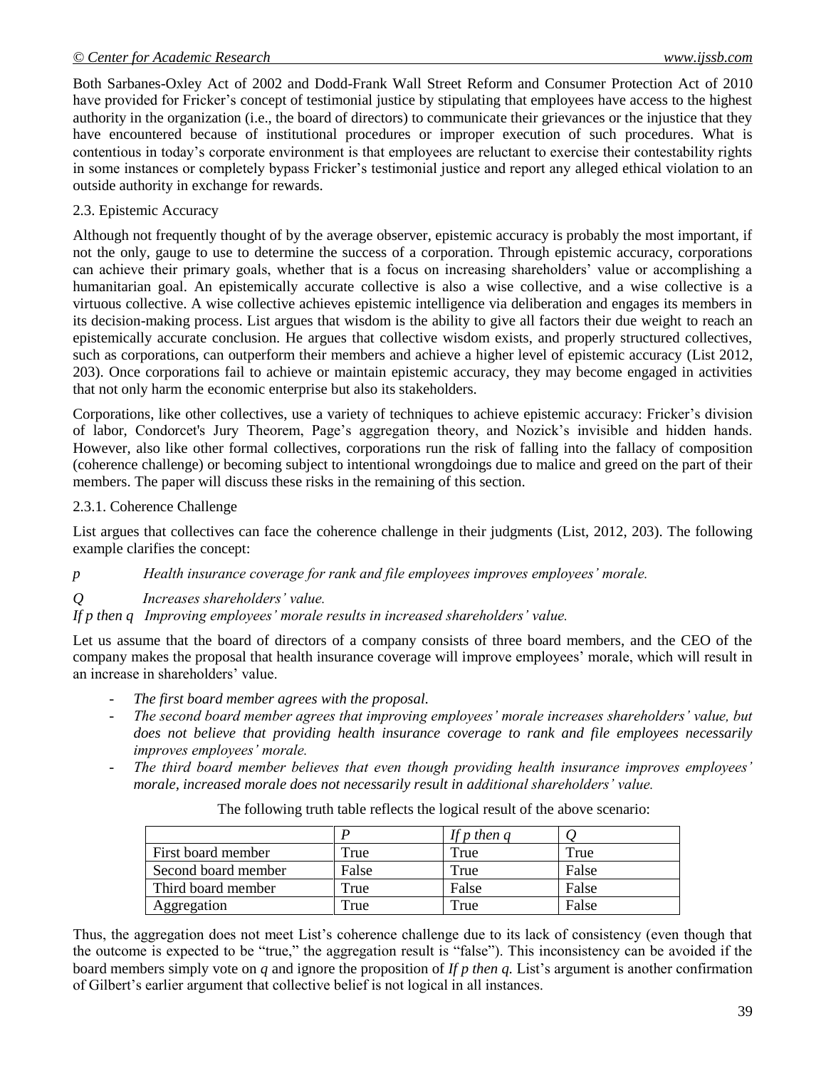Both Sarbanes-Oxley Act of 2002 and Dodd-Frank Wall Street Reform and Consumer Protection Act of 2010 have provided for Fricker's concept of testimonial justice by stipulating that employees have access to the highest authority in the organization (i.e., the board of directors) to communicate their grievances or the injustice that they have encountered because of institutional procedures or improper execution of such procedures. What is contentious in today's corporate environment is that employees are reluctant to exercise their contestability rights in some instances or completely bypass Fricker's testimonial justice and report any alleged ethical violation to an outside authority in exchange for rewards.

### 2.3. Epistemic Accuracy

Although not frequently thought of by the average observer, epistemic accuracy is probably the most important, if not the only, gauge to use to determine the success of a corporation. Through epistemic accuracy, corporations can achieve their primary goals, whether that is a focus on increasing shareholders' value or accomplishing a humanitarian goal. An epistemically accurate collective is also a wise collective, and a wise collective is a virtuous collective. A wise collective achieves epistemic intelligence via deliberation and engages its members in its decision-making process. List argues that wisdom is the ability to give all factors their due weight to reach an epistemically accurate conclusion. He argues that collective wisdom exists, and properly structured collectives, such as corporations, can outperform their members and achieve a higher level of epistemic accuracy (List 2012, 203). Once corporations fail to achieve or maintain epistemic accuracy, they may become engaged in activities that not only harm the economic enterprise but also its stakeholders.

Corporations, like other collectives, use a variety of techniques to achieve epistemic accuracy: Fricker's division of labor, Condorcet's Jury Theorem, Page's aggregation theory, and Nozick's invisible and hidden hands. However, also like other formal collectives, corporations run the risk of falling into the fallacy of composition (coherence challenge) or becoming subject to intentional wrongdoings due to malice and greed on the part of their members. The paper will discuss these risks in the remaining of this section.

#### 2.3.1. Coherence Challenge

List argues that collectives can face the coherence challenge in their judgments (List, 2012, 203). The following example clarifies the concept:

*p* *Health insurance coverage for rank and file employees improves employees' morale.*

*Q* *Increases shareholders' value.*

*If p then q* *Improving employees' morale results in increased shareholders' value.*

Let us assume that the board of directors of a company consists of three board members, and the CEO of the company makes the proposal that health insurance coverage will improve employees' morale, which will result in an increase in shareholders' value.

- *The first board member agrees with the proposal.*
- *The second board member agrees that improving employees' morale increases shareholders' value, but does not believe that providing health insurance coverage to rank and file employees necessarily improves employees' morale.*
- *The third board member believes that even though providing health insurance improves employees' morale, increased morale does not necessarily result in additional shareholders' value.*

The following truth table reflects the logical result of the above scenario:

| | *P* | *If p then q* | *Q* |
|---|---|---|---|
| First board member | True | True | True |
| Second board member | False | True | False |
| Third board member | True | False | False |
| Aggregation | True | True | False |

Thus, the aggregation does not meet List's coherence challenge due to its lack of consistency (even though that the outcome is expected to be "true," the aggregation result is "false"). This inconsistency can be avoided if the board members simply vote on *q* and ignore the proposition of *If p then q.* List's argument is another confirmation of Gilbert's earlier argument that collective belief is not logical in all instances.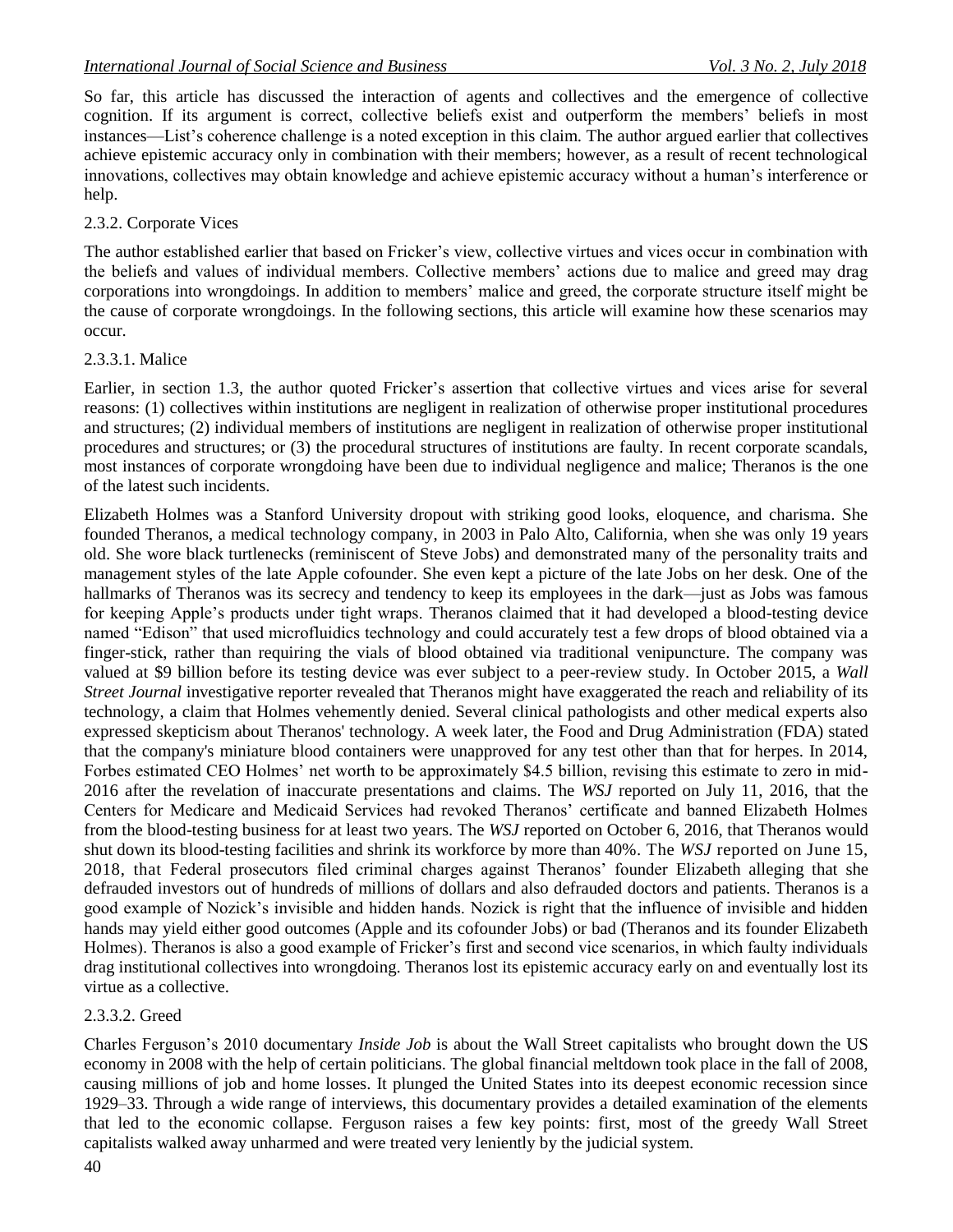So far, this article has discussed the interaction of agents and collectives and the emergence of collective cognition. If its argument is correct, collective beliefs exist and outperform the members' beliefs in most instances—List's coherence challenge is a noted exception in this claim. The author argued earlier that collectives achieve epistemic accuracy only in combination with their members; however, as a result of recent technological innovations, collectives may obtain knowledge and achieve epistemic accuracy without a human's interference or help.

#### 2.3.2. Corporate Vices

The author established earlier that based on Fricker's view, collective virtues and vices occur in combination with the beliefs and values of individual members. Collective members' actions due to malice and greed may drag corporations into wrongdoings. In addition to members' malice and greed, the corporate structure itself might be the cause of corporate wrongdoings. In the following sections, this article will examine how these scenarios may occur.

##### 2.3.3.1. Malice

Earlier, in section 1.3, the author quoted Fricker's assertion that collective virtues and vices arise for several reasons: (1) collectives within institutions are negligent in realization of otherwise proper institutional procedures and structures; (2) individual members of institutions are negligent in realization of otherwise proper institutional procedures and structures; or (3) the procedural structures of institutions are faulty. In recent corporate scandals, most instances of corporate wrongdoing have been due to individual negligence and malice; Theranos is the one of the latest such incidents.

Elizabeth Holmes was a Stanford University dropout with striking good looks, eloquence, and charisma. She founded Theranos, a medical technology company, in 2003 in Palo Alto, California, when she was only 19 years old. She wore black turtlenecks (reminiscent of Steve Jobs) and demonstrated many of the personality traits and management styles of the late Apple cofounder. She even kept a picture of the late Jobs on her desk. One of the hallmarks of Theranos was its secrecy and tendency to keep its employees in the dark—just as Jobs was famous for keeping Apple's products under tight wraps. Theranos claimed that it had developed a blood-testing device named "Edison" that used microfluidics technology and could accurately test a few drops of blood obtained via a finger-stick, rather than requiring the vials of blood obtained via traditional venipuncture. The company was valued at $9 billion before its testing device was ever subject to a peer-review study. In October 2015, a *Wall Street Journal* investigative reporter revealed that Theranos might have exaggerated the reach and reliability of its technology, a claim that Holmes vehemently denied. Several clinical pathologists and other medical experts also expressed skepticism about Theranos' technology. A week later, the Food and Drug Administration (FDA) stated that the company's miniature blood containers were unapproved for any test other than that for herpes. In 2014, Forbes estimated CEO Holmes' net worth to be approximately $4.5 billion, revising this estimate to zero in mid-2016 after the revelation of inaccurate presentations and claims. The *WSJ* reported on July 11, 2016, that the Centers for Medicare and Medicaid Services had revoked Theranos' certificate and banned Elizabeth Holmes from the blood-testing business for at least two years. The *WSJ* reported on October 6, 2016, that Theranos would shut down its blood-testing facilities and shrink its workforce by more than 40%. The *WSJ* reported on June 15, 2018, that Federal prosecutors filed criminal charges against Theranos' founder Elizabeth alleging that she defrauded investors out of hundreds of millions of dollars and also defrauded doctors and patients. Theranos is a good example of Nozick's invisible and hidden hands. Nozick is right that the influence of invisible and hidden hands may yield either good outcomes (Apple and its cofounder Jobs) or bad (Theranos and its founder Elizabeth Holmes). Theranos is also a good example of Fricker's first and second vice scenarios, in which faulty individuals drag institutional collectives into wrongdoing. Theranos lost its epistemic accuracy early on and eventually lost its virtue as a collective.

##### 2.3.3.2. Greed

Charles Ferguson's 2010 documentary *Inside Job* is about the Wall Street capitalists who brought down the US economy in 2008 with the help of certain politicians. The global financial meltdown took place in the fall of 2008, causing millions of job and home losses. It plunged the United States into its deepest economic recession since 1929–33. Through a wide range of interviews, this documentary provides a detailed examination of the elements that led to the economic collapse. Ferguson raises a few key points: first, most of the greedy Wall Street capitalists walked away unharmed and were treated very leniently by the judicial system.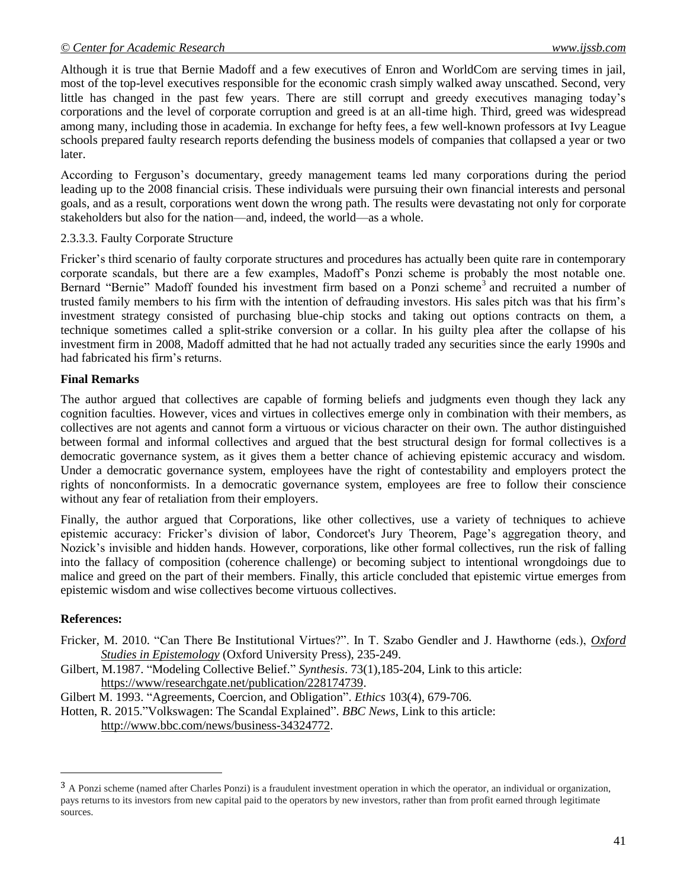Although it is true that Bernie Madoff and a few executives of Enron and WorldCom are serving times in jail, most of the top-level executives responsible for the economic crash simply walked away unscathed. Second, very little has changed in the past few years. There are still corrupt and greedy executives managing today's corporations and the level of corporate corruption and greed is at an all-time high. Third, greed was widespread among many, including those in academia. In exchange for hefty fees, a few well-known professors at Ivy League schools prepared faulty research reports defending the business models of companies that collapsed a year or two later.

According to Ferguson's documentary, greedy management teams led many corporations during the period leading up to the 2008 financial crisis. These individuals were pursuing their own financial interests and personal goals, and as a result, corporations went down the wrong path. The results were devastating not only for corporate stakeholders but also for the nation—and, indeed, the world—as a whole.

2.3.3.3. Faulty Corporate Structure

Fricker's third scenario of faulty corporate structures and procedures has actually been quite rare in contemporary corporate scandals, but there are a few examples, Madoff's Ponzi scheme is probably the most notable one. Bernard "Bernie" Madoff founded his investment firm based on a Ponzi scheme[3] and recruited a number of trusted family members to his firm with the intention of defrauding investors. His sales pitch was that his firm's investment strategy consisted of purchasing blue-chip stocks and taking out options contracts on them, a technique sometimes called a split-strike conversion or a collar. In his guilty plea after the collapse of his investment firm in 2008, Madoff admitted that he had not actually traded any securities since the early 1990s and had fabricated his firm's returns.

**Final Remarks**

The author argued that collectives are capable of forming beliefs and judgments even though they lack any cognition faculties. However, vices and virtues in collectives emerge only in combination with their members, as collectives are not agents and cannot form a virtuous or vicious character on their own. The author distinguished between formal and informal collectives and argued that the best structural design for formal collectives is a democratic governance system, as it gives them a better chance of achieving epistemic accuracy and wisdom. Under a democratic governance system, employees have the right of contestability and employers protect the rights of nonconformists. In a democratic governance system, employees are free to follow their conscience without any fear of retaliation from their employers.

Finally, the author argued that Corporations, like other collectives, use a variety of techniques to achieve epistemic accuracy: Fricker's division of labor, Condorcet's Jury Theorem, Page's aggregation theory, and Nozick's invisible and hidden hands. However, corporations, like other formal collectives, run the risk of falling into the fallacy of composition (coherence challenge) or becoming subject to intentional wrongdoings due to malice and greed on the part of their members. Finally, this article concluded that epistemic virtue emerges from epistemic wisdom and wise collectives become virtuous collectives.

**References:**

Fricker, M. 2010. "Can There Be Institutional Virtues?". In T. Szabo Gendler and J. Hawthorne (eds.), *Oxford Studies in Epistemology* (Oxford University Press), 235-249.

Gilbert, M.1987. "Modeling Collective Belief." *Synthesis*. 73(1),185-204, Link to this article: https://www.researchgate.net/publication/228174739.

Gilbert M. 1993. "Agreements, Coercion, and Obligation". *Ethics* 103(4), 679-706.

Hotten, R. 2015."Volkswagen: The Scandal Explained". *BBC News*, Link to this article: http://www.bbc.com/news/business-34324772.

---

[3] A Ponzi scheme (named after Charles Ponzi) is a fraudulent investment operation in which the operator, an individual or organization, pays returns to its investors from new capital paid to the operators by new investors, rather than from profit earned through legitimate sources.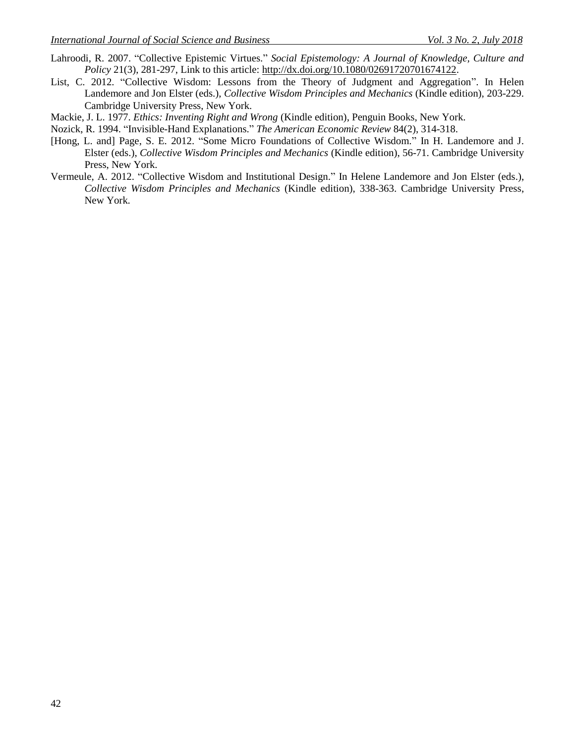Lahroodi, R. 2007. "Collective Epistemic Virtues." *Social Epistemology: A Journal of Knowledge, Culture and Policy* 21(3), 281-297, Link to this article: http://dx.doi.org/10.1080/02691720701674122.

List, C. 2012. "Collective Wisdom: Lessons from the Theory of Judgment and Aggregation". In Helen Landemore and Jon Elster (eds.), *Collective Wisdom Principles and Mechanics* (Kindle edition), 203-229. Cambridge University Press, New York.

Mackie, J. L. 1977. *Ethics: Inventing Right and Wrong* (Kindle edition), Penguin Books, New York.

Nozick, R. 1994. "Invisible-Hand Explanations." *The American Economic Review* 84(2), 314-318.

[Hong, L. and] Page, S. E. 2012. "Some Micro Foundations of Collective Wisdom." In H. Landemore and J. Elster (eds.), *Collective Wisdom Principles and Mechanics* (Kindle edition), 56-71. Cambridge University Press, New York.

Vermeule, A. 2012. "Collective Wisdom and Institutional Design." In Helene Landemore and Jon Elster (eds.), *Collective Wisdom Principles and Mechanics* (Kindle edition), 338-363. Cambridge University Press, New York.